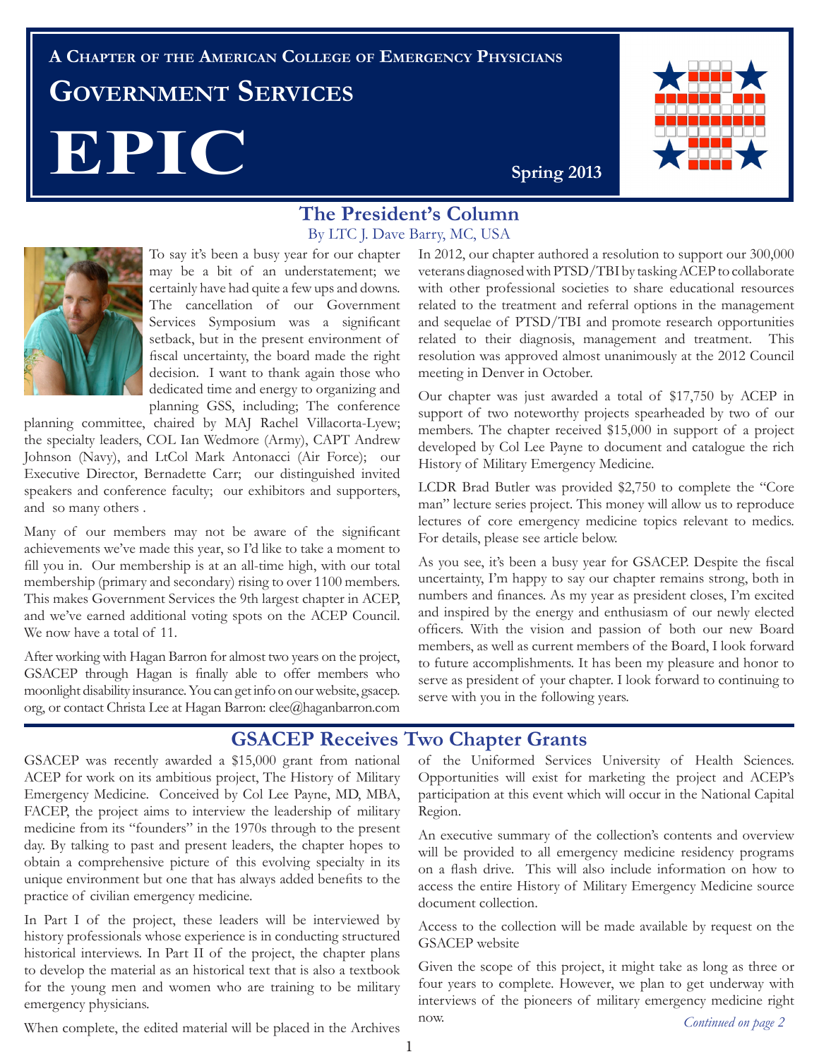A Chapter of the American College of Emergency Physicians

# Government Services EPIC

Spring 2013

## The President's Column

By LTC J. Dave Barry, MC, USA

To say it's been a busy year for our chapter may be a bit of an understatement; we certainly have had quite a few ups and downs. The cancellation of our Government Services Symposium was a significant setback, but in the present environment of fiscal uncertainty, the board made the right decision. I want to thank again those who dedicated time and energy to organizing and planning GSS, including; The conference planning committee, chaired by MAJ Rachel Villacorta-Lyew; the specialty leaders, COL Ian Wedmore (Army), CAPT Andrew Johnson (Navy), and LtCol Mark Antonacci (Air Force); our Executive Director, Bernadette Carr; our distinguished invited speakers and conference faculty; our exhibitors and supporters, and so many others .

Many of our members may not be aware of the significant achievements we've made this year, so I'd like to take a moment to fill you in. Our membership is at an all-time high, with our total membership (primary and secondary) rising to over 1100 members. This makes Government Services the 9th largest chapter in ACEP, and we've earned additional voting spots on the ACEP Council. We now have a total of 11.

After working with Hagan Barron for almost two years on the project, GSACEP through Hagan is finally able to offer members who moonlight disability insurance. You can get info on our website, gsacep.org, or contact Christa Lee at Hagan Barron: clee@haganbarron.com

In 2012, our chapter authored a resolution to support our 300,000 veterans diagnosed with PTSD/TBI by tasking ACEP to collaborate with other professional societies to share educational resources related to the treatment and referral options in the management and sequelae of PTSD/TBI and promote research opportunities related to their diagnosis, management and treatment. This resolution was approved almost unanimously at the 2012 Council meeting in Denver in October.

Our chapter was just awarded a total of $17,750 by ACEP in support of two noteworthy projects spearheaded by two of our members. The chapter received $15,000 in support of a project developed by Col Lee Payne to document and catalogue the rich History of Military Emergency Medicine.

LCDR Brad Butler was provided $2,750 to complete the "Core man" lecture series project. This money will allow us to reproduce lectures of core emergency medicine topics relevant to medics. For details, please see article below.

As you see, it's been a busy year for GSACEP. Despite the fiscal uncertainty, I'm happy to say our chapter remains strong, both in numbers and finances. As my year as president closes, I'm excited and inspired by the energy and enthusiasm of our newly elected officers. With the vision and passion of both our new Board members, as well as current members of the Board, I look forward to future accomplishments. It has been my pleasure and honor to serve as president of your chapter. I look forward to continuing to serve with you in the following years.

## GSACEP Receives Two Chapter Grants

GSACEP was recently awarded a $15,000 grant from national ACEP for work on its ambitious project, The History of Military Emergency Medicine. Conceived by Col Lee Payne, MD, MBA, FACEP, the project aims to interview the leadership of military medicine from its "founders" in the 1970s through to the present day. By talking to past and present leaders, the chapter hopes to obtain a comprehensive picture of this evolving specialty in its unique environment but one that has always added benefits to the practice of civilian emergency medicine.

In Part I of the project, these leaders will be interviewed by history professionals whose experience is in conducting structured historical interviews. In Part II of the project, the chapter plans to develop the material as an historical text that is also a textbook for the young men and women who are training to be military emergency physicians.

When complete, the edited material will be placed in the Archives of the Uniformed Services University of Health Sciences. Opportunities will exist for marketing the project and ACEP's participation at this event which will occur in the National Capital Region.

An executive summary of the collection's contents and overview will be provided to all emergency medicine residency programs on a flash drive. This will also include information on how to access the entire History of Military Emergency Medicine source document collection.

Access to the collection will be made available by request on the GSACEP website

Given the scope of this project, it might take as long as three or four years to complete. However, we plan to get underway with interviews of the pioneers of military emergency medicine right now.

*Continued on page 2*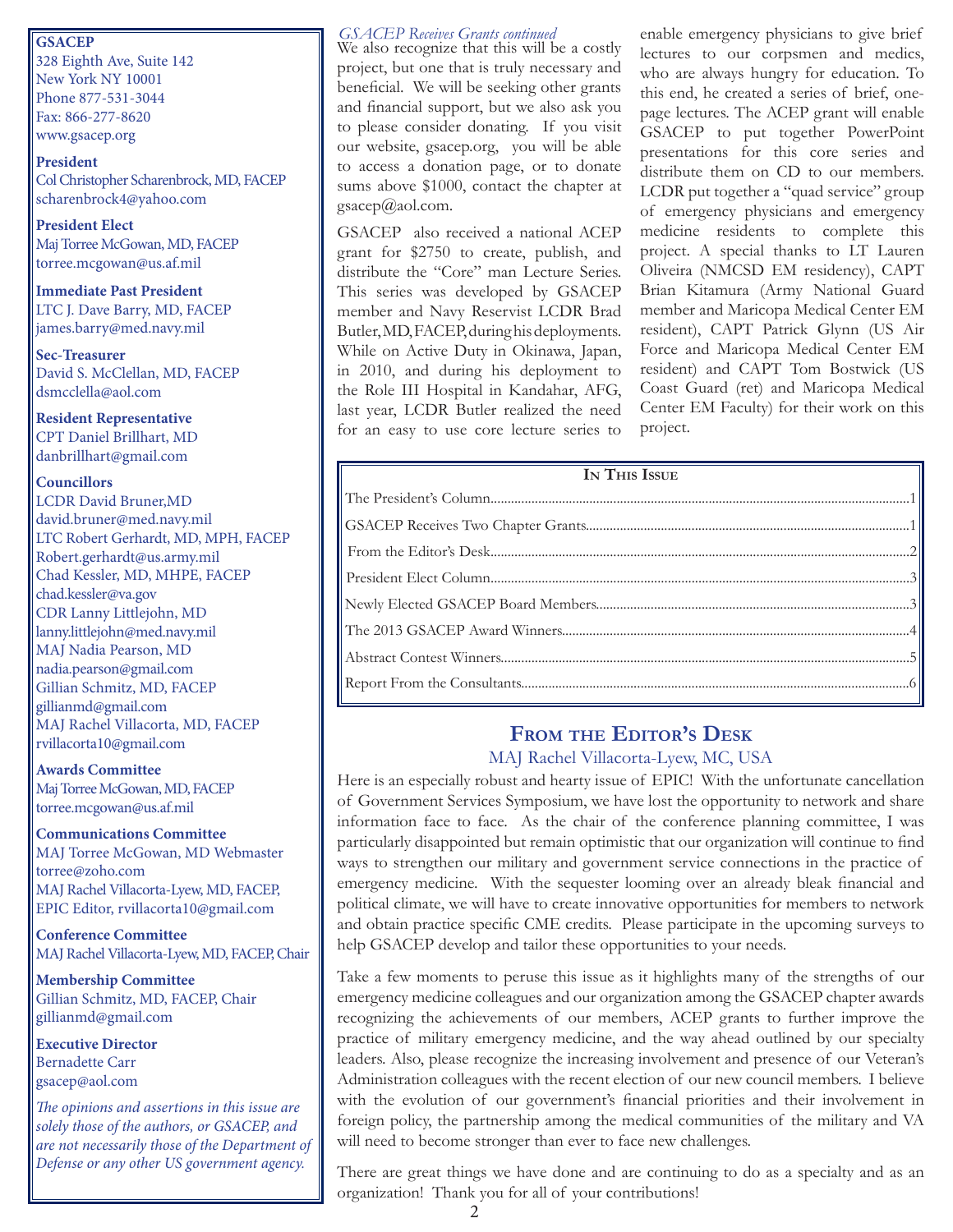**GSACEP**
328 Eighth Ave, Suite 142
New York NY 10001
Phone 877-531-3044
Fax: 866-277-8620
www.gsacep.org

**President**
Col Christopher Scharenbrock, MD, FACEP
scharenbrock4@yahoo.com

**President Elect**
Maj Torree McGowan, MD, FACEP
torree.mcgowan@us.af.mil

**Immediate Past President**
LTC J. Dave Barry, MD, FACEP
james.barry@med.navy.mil

**Sec-Treasurer**
David S. McClellan, MD, FACEP
dsmcclella@aol.com

**Resident Representative**
CPT Daniel Brillhart, MD
danbrillhart@gmail.com

**Councillors**
LCDR David Bruner,MD
david.bruner@med.navy.mil
LTC Robert Gerhardt, MD, MPH, FACEP
Robert.gerhardt@us.army.mil
Chad Kessler, MD, MHPE, FACEP
chad.kessler@va.gov
CDR Lanny Littlejohn, MD
lanny.littlejohn@med.navy.mil
MAJ Nadia Pearson, MD
nadia.pearson@gmail.com
Gillian Schmitz, MD, FACEP
gillianmd@gmail.com
MAJ Rachel Villacorta, MD, FACEP
rvillacorta10@gmail.com

**Awards Committee**
Maj Torree McGowan, MD, FACEP
torree.mcgowan@us.af.mil

**Communications Committee**
MAJ Torree McGowan, MD Webmaster
torree@zoho.com
MAJ Rachel Villacorta-Lyew, MD, FACEP,
EPIC Editor, rvillacorta10@gmail.com

**Conference Committee**
MAJ Rachel Villacorta-Lyew, MD, FACEP, Chair

**Membership Committee**
Gillian Schmitz, MD, FACEP, Chair
gillianmd@gmail.com

**Executive Director**
Bernadette Carr
gsacep@aol.com

*The opinions and assertions in this issue are solely those of the authors, or GSACEP, and are not necessarily those of the Department of Defense or any other US government agency.*

*GSACEP Receives Grants continued*

We also recognize that this will be a costly project, but one that is truly necessary and beneficial. We will be seeking other grants and financial support, but we also ask you to please consider donating. If you visit our website, gsacep.org, you will be able to access a donation page, or to donate sums above $1000, contact the chapter at gsacep@aol.com.

GSACEP also received a national ACEP grant for $2750 to create, publish, and distribute the "Core" man Lecture Series. This series was developed by GSACEP member and Navy Reservist LCDR Brad Butler, MD, FACEP, during his deployments. While on Active Duty in Okinawa, Japan, in 2010, and during his deployment to the Role III Hospital in Kandahar, AFG, last year, LCDR Butler realized the need for an easy to use core lecture series to enable emergency physicians to give brief lectures to our corpsmen and medics, who are always hungry for education. To this end, he created a series of brief, one-page lectures. The ACEP grant will enable GSACEP to put together PowerPoint presentations for this core series and distribute them on CD to our members. LCDR put together a "quad service" group of emergency physicians and emergency medicine residents to complete this project. A special thanks to LT Lauren Oliveira (NMCSD EM residency), CAPT Brian Kitamura (Army National Guard member and Maricopa Medical Center EM resident), CAPT Patrick Glynn (US Air Force and Maricopa Medical Center EM resident) and CAPT Tom Bostwick (US Coast Guard (ret) and Maricopa Medical Center EM Faculty) for their work on this project.

**In This Issue**

| | |
|---|---|
| The President's Column | 1 |
| GSACEP Receives Two Chapter Grants | 1 |
| From the Editor's Desk | 2 |
| President Elect Column | 3 |
| Newly Elected GSACEP Board Members | 3 |
| The 2013 GSACEP Award Winners | 4 |
| Abstract Contest Winners | 5 |
| Report From the Consultants | 6 |

## From the Editor's Desk

MAJ Rachel Villacorta-Lyew, MC, USA

Here is an especially robust and hearty issue of EPIC! With the unfortunate cancellation of Government Services Symposium, we have lost the opportunity to network and share information face to face. As the chair of the conference planning committee, I was particularly disappointed but remain optimistic that our organization will continue to find ways to strengthen our military and government service connections in the practice of emergency medicine. With the sequester looming over an already bleak financial and political climate, we will have to create innovative opportunities for members to network and obtain practice specific CME credits. Please participate in the upcoming surveys to help GSACEP develop and tailor these opportunities to your needs.

Take a few moments to peruse this issue as it highlights many of the strengths of our emergency medicine colleagues and our organization among the GSACEP chapter awards recognizing the achievements of our members, ACEP grants to further improve the practice of military emergency medicine, and the way ahead outlined by our specialty leaders. Also, please recognize the increasing involvement and presence of our Veteran's Administration colleagues with the recent election of our new council members. I believe with the evolution of our government's financial priorities and their involvement in foreign policy, the partnership among the medical communities of the military and VA will need to become stronger than ever to face new challenges.

There are great things we have done and are continuing to do as a specialty and as an organization! Thank you for all of your contributions!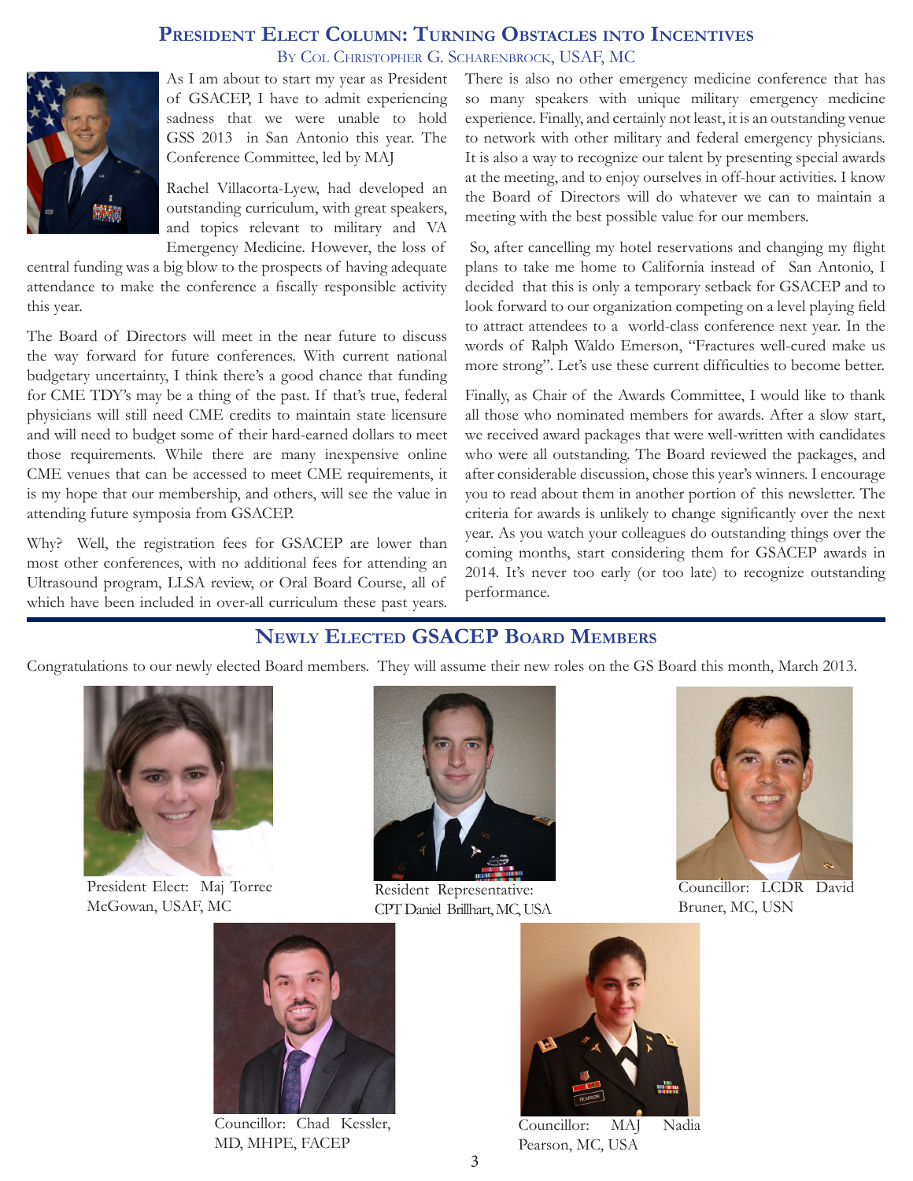## President Elect Column: Turning Obstacles into Incentives

By Col Christopher G. Scharenbrock, USAF, MC

As I am about to start my year as President of GSACEP, I have to admit experiencing sadness that we were unable to hold GSS 2013 in San Antonio this year. The Conference Committee, led by MAJ Rachel Villacorta-Lyew, had developed an outstanding curriculum, with great speakers, and topics relevant to military and VA Emergency Medicine. However, the loss of central funding was a big blow to the prospects of having adequate attendance to make the conference a fiscally responsible activity this year.

The Board of Directors will meet in the near future to discuss the way forward for future conferences. With current national budgetary uncertainty, I think there's a good chance that funding for CME TDY's may be a thing of the past. If that's true, federal physicians will still need CME credits to maintain state licensure and will need to budget some of their hard-earned dollars to meet those requirements. While there are many inexpensive online CME venues that can be accessed to meet CME requirements, it is my hope that our membership, and others, will see the value in attending future symposia from GSACEP.

Why? Well, the registration fees for GSACEP are lower than most other conferences, with no additional fees for attending an Ultrasound program, LLSA review, or Oral Board Course, all of which have been included in over-all curriculum these past years. There is also no other emergency medicine conference that has so many speakers with unique military emergency medicine experience. Finally, and certainly not least, it is an outstanding venue to network with other military and federal emergency physicians. It is also a way to recognize our talent by presenting special awards at the meeting, and to enjoy ourselves in off-hour activities. I know the Board of Directors will do whatever we can to maintain a meeting with the best possible value for our members.

So, after cancelling my hotel reservations and changing my flight plans to take me home to California instead of San Antonio, I decided that this is only a temporary setback for GSACEP and to look forward to our organization competing on a level playing field to attract attendees to a world-class conference next year. In the words of Ralph Waldo Emerson, "Fractures well-cured make us more strong". Let's use these current difficulties to become better.

Finally, as Chair of the Awards Committee, I would like to thank all those who nominated members for awards. After a slow start, we received award packages that were well-written with candidates who were all outstanding. The Board reviewed the packages, and after considerable discussion, chose this year's winners. I encourage you to read about them in another portion of this newsletter. The criteria for awards is unlikely to change significantly over the next year. As you watch your colleagues do outstanding things over the coming months, start considering them for GSACEP awards in 2014. It's never too early (or too late) to recognize outstanding performance.

## Newly Elected GSACEP Board Members

Congratulations to our newly elected Board members. They will assume their new roles on the GS Board this month, March 2013.

President Elect: Maj Torree McGowan, USAF, MC

Resident Representative: CPT Daniel Brillhart, MC, USA

Councillor: LCDR David Bruner, MC, USN

Councillor: Chad Kessler, MD, MHPE, FACEP

Councillor: MAJ Nadia Pearson, MC, USA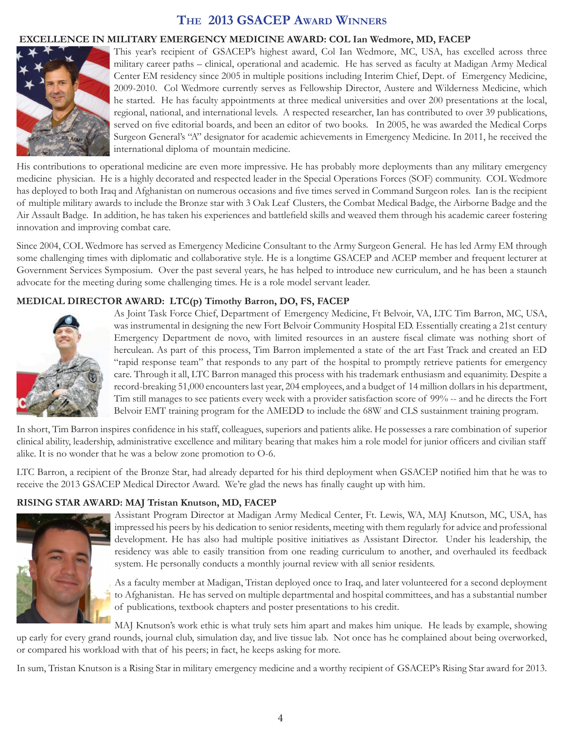# The 2013 GSACEP Award Winners

## EXCELLENCE IN MILITARY EMERGENCY MEDICINE AWARD: COL Ian Wedmore, MD, FACEP

This year's recipient of GSACEP's highest award, Col Ian Wedmore, MC, USA, has excelled across three military career paths – clinical, operational and academic. He has served as faculty at Madigan Army Medical Center EM residency since 2005 in multiple positions including Interim Chief, Dept. of Emergency Medicine, 2009-2010. Col Wedmore currently serves as Fellowship Director, Austere and Wilderness Medicine, which he started. He has faculty appointments at three medical universities and over 200 presentations at the local, regional, national, and international levels. A respected researcher, Ian has contributed to over 39 publications, served on five editorial boards, and been an editor of two books. In 2005, he was awarded the Medical Corps Surgeon General's "A" designator for academic achievements in Emergency Medicine. In 2011, he received the international diploma of mountain medicine.

His contributions to operational medicine are even more impressive. He has probably more deployments than any military emergency medicine physician. He is a highly decorated and respected leader in the Special Operations Forces (SOF) community. COL Wedmore has deployed to both Iraq and Afghanistan on numerous occasions and five times served in Command Surgeon roles. Ian is the recipient of multiple military awards to include the Bronze star with 3 Oak Leaf Clusters, the Combat Medical Badge, the Airborne Badge and the Air Assault Badge. In addition, he has taken his experiences and battlefield skills and weaved them through his academic career fostering innovation and improving combat care.

Since 2004, COL Wedmore has served as Emergency Medicine Consultant to the Army Surgeon General. He has led Army EM through some challenging times with diplomatic and collaborative style. He is a longtime GSACEP and ACEP member and frequent lecturer at Government Services Symposium. Over the past several years, he has helped to introduce new curriculum, and he has been a staunch advocate for the meeting during some challenging times. He is a role model servant leader.

## MEDICAL DIRECTOR AWARD: LTC(p) Timothy Barron, DO, FS, FACEP

As Joint Task Force Chief, Department of Emergency Medicine, Ft Belvoir, VA, LTC Tim Barron, MC, USA, was instrumental in designing the new Fort Belvoir Community Hospital ED. Essentially creating a 21st century Emergency Department de novo, with limited resources in an austere fiscal climate was nothing short of herculean. As part of this process, Tim Barron implemented a state of the art Fast Track and created an ED "rapid response team" that responds to any part of the hospital to promptly retrieve patients for emergency care. Through it all, LTC Barron managed this process with his trademark enthusiasm and equanimity. Despite a record-breaking 51,000 encounters last year, 204 employees, and a budget of 14 million dollars in his department, Tim still manages to see patients every week with a provider satisfaction score of 99% -- and he directs the Fort Belvoir EMT training program for the AMEDD to include the 68W and CLS sustainment training program.

In short, Tim Barron inspires confidence in his staff, colleagues, superiors and patients alike. He possesses a rare combination of superior clinical ability, leadership, administrative excellence and military bearing that makes him a role model for junior officers and civilian staff alike. It is no wonder that he was a below zone promotion to O-6.

LTC Barron, a recipient of the Bronze Star, had already departed for his third deployment when GSACEP notified him that he was to receive the 2013 GSACEP Medical Director Award. We're glad the news has finally caught up with him.

## RISING STAR AWARD: MAJ Tristan Knutson, MD, FACEP

Assistant Program Director at Madigan Army Medical Center, Ft. Lewis, WA, MAJ Knutson, MC, USA, has impressed his peers by his dedication to senior residents, meeting with them regularly for advice and professional development. He has also had multiple positive initiatives as Assistant Director. Under his leadership, the residency was able to easily transition from one reading curriculum to another, and overhauled its feedback system. He personally conducts a monthly journal review with all senior residents.

As a faculty member at Madigan, Tristan deployed once to Iraq, and later volunteered for a second deployment to Afghanistan. He has served on multiple departmental and hospital committees, and has a substantial number of publications, textbook chapters and poster presentations to his credit.

MAJ Knutson's work ethic is what truly sets him apart and makes him unique. He leads by example, showing up early for every grand rounds, journal club, simulation day, and live tissue lab. Not once has he complained about being overworked, or compared his workload with that of his peers; in fact, he keeps asking for more.

In sum, Tristan Knutson is a Rising Star in military emergency medicine and a worthy recipient of GSACEP's Rising Star award for 2013.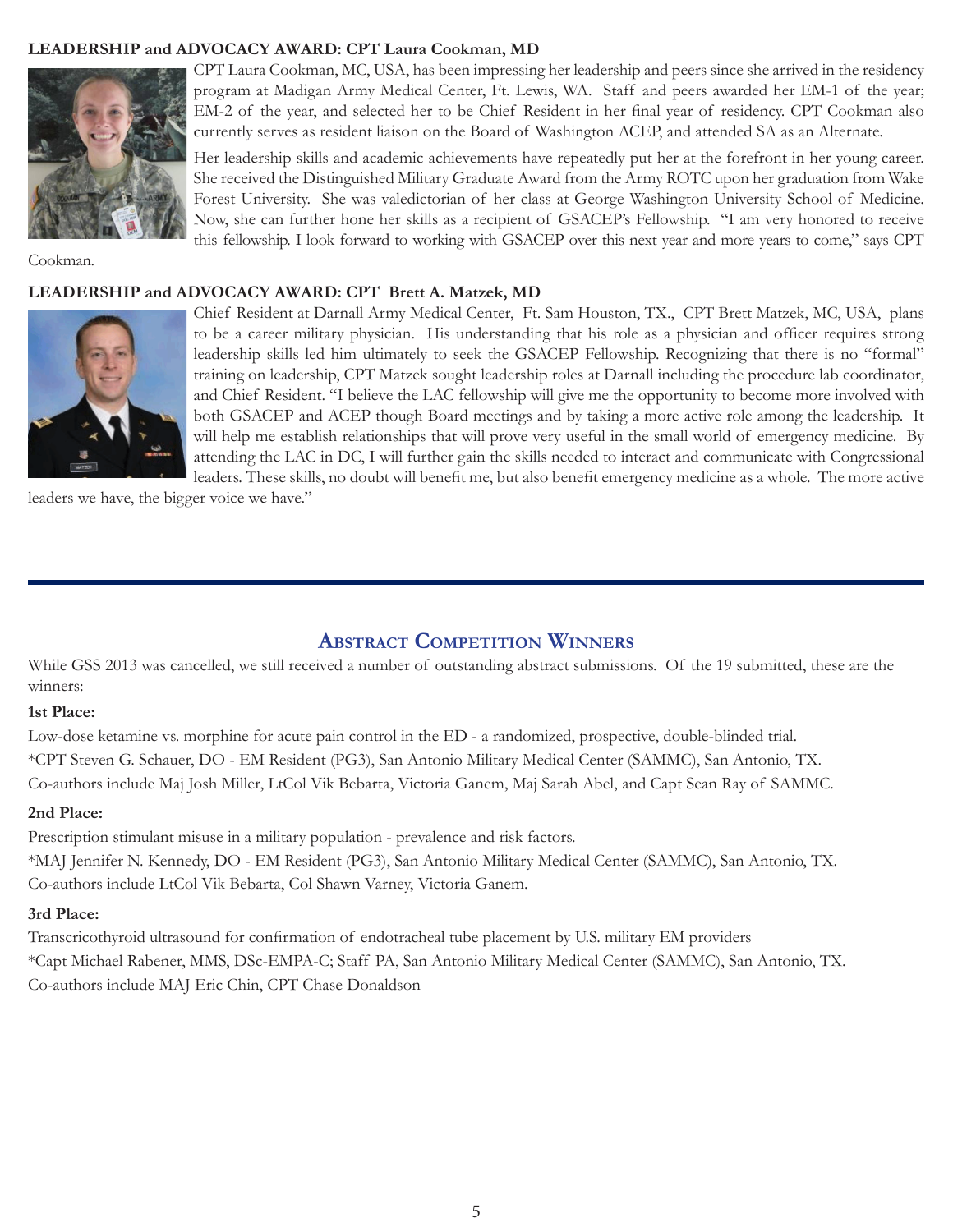**LEADERSHIP and ADVOCACY AWARD: CPT Laura Cookman, MD**

CPT Laura Cookman, MC, USA, has been impressing her leadership and peers since she arrived in the residency program at Madigan Army Medical Center, Ft. Lewis, WA. Staff and peers awarded her EM-1 of the year; EM-2 of the year, and selected her to be Chief Resident in her final year of residency. CPT Cookman also currently serves as resident liaison on the Board of Washington ACEP, and attended SA as an Alternate.

Her leadership skills and academic achievements have repeatedly put her at the forefront in her young career. She received the Distinguished Military Graduate Award from the Army ROTC upon her graduation from Wake Forest University. She was valedictorian of her class at George Washington University School of Medicine. Now, she can further hone her skills as a recipient of GSACEP's Fellowship. "I am very honored to receive this fellowship. I look forward to working with GSACEP over this next year and more years to come," says CPT Cookman.

**LEADERSHIP and ADVOCACY AWARD: CPT Brett A. Matzek, MD**

Chief Resident at Darnall Army Medical Center, Ft. Sam Houston, TX., CPT Brett Matzek, MC, USA, plans to be a career military physician. His understanding that his role as a physician and officer requires strong leadership skills led him ultimately to seek the GSACEP Fellowship. Recognizing that there is no "formal" training on leadership, CPT Matzek sought leadership roles at Darnall including the procedure lab coordinator, and Chief Resident. "I believe the LAC fellowship will give me the opportunity to become more involved with both GSACEP and ACEP though Board meetings and by taking a more active role among the leadership. It will help me establish relationships that will prove very useful in the small world of emergency medicine. By attending the LAC in DC, I will further gain the skills needed to interact and communicate with Congressional leaders. These skills, no doubt will benefit me, but also benefit emergency medicine as a whole. The more active leaders we have, the bigger voice we have."

---

## Abstract Competition Winners

While GSS 2013 was cancelled, we still received a number of outstanding abstract submissions. Of the 19 submitted, these are the winners:

**1st Place:**

Low-dose ketamine vs. morphine for acute pain control in the ED - a randomized, prospective, double-blinded trial.
*CPT Steven G. Schauer, DO - EM Resident (PG3), San Antonio Military Medical Center (SAMMC), San Antonio, TX.
Co-authors include Maj Josh Miller, LtCol Vik Bebarta, Victoria Ganem, Maj Sarah Abel, and Capt Sean Ray of SAMMC.

**2nd Place:**

Prescription stimulant misuse in a military population - prevalence and risk factors.
*MAJ Jennifer N. Kennedy, DO - EM Resident (PG3), San Antonio Military Medical Center (SAMMC), San Antonio, TX.
Co-authors include LtCol Vik Bebarta, Col Shawn Varney, Victoria Ganem.

**3rd Place:**

Transcricothyroid ultrasound for confirmation of endotracheal tube placement by U.S. military EM providers
*Capt Michael Rabener, MMS, DSc-EMPA-C; Staff PA, San Antonio Military Medical Center (SAMMC), San Antonio, TX.
Co-authors include MAJ Eric Chin, CPT Chase Donaldson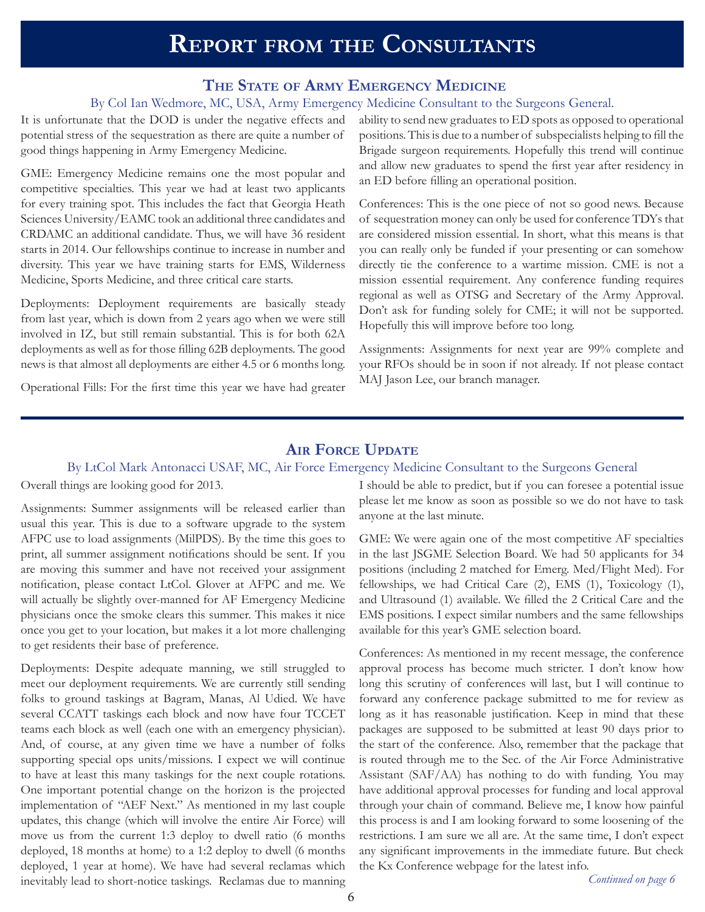# Report from the Consultants

## The State of Army Emergency Medicine

By Col Ian Wedmore, MC, USA, Army Emergency Medicine Consultant to the Surgeons General.

It is unfortunate that the DOD is under the negative effects and potential stress of the sequestration as there are quite a number of good things happening in Army Emergency Medicine.

GME: Emergency Medicine remains one the most popular and competitive specialties. This year we had at least two applicants for every training spot. This includes the fact that Georgia Heath Sciences University/EAMC took an additional three candidates and CRDAMC an additional candidate. Thus, we will have 36 resident starts in 2014. Our fellowships continue to increase in number and diversity. This year we have training starts for EMS, Wilderness Medicine, Sports Medicine, and three critical care starts.

Deployments: Deployment requirements are basically steady from last year, which is down from 2 years ago when we were still involved in IZ, but still remain substantial. This is for both 62A deployments as well as for those filling 62B deployments. The good news is that almost all deployments are either 4.5 or 6 months long.

Operational Fills: For the first time this year we have had greater ability to send new graduates to ED spots as opposed to operational positions. This is due to a number of subspecialists helping to fill the Brigade surgeon requirements. Hopefully this trend will continue and allow new graduates to spend the first year after residency in an ED before filling an operational position.

Conferences: This is the one piece of not so good news. Because of sequestration money can only be used for conference TDYs that are considered mission essential. In short, what this means is that you can really only be funded if your presenting or can somehow directly tie the conference to a wartime mission. CME is not a mission essential requirement. Any conference funding requires regional as well as OTSG and Secretary of the Army Approval. Don't ask for funding solely for CME; it will not be supported. Hopefully this will improve before too long.

Assignments: Assignments for next year are 99% complete and your RFOs should be in soon if not already. If not please contact MAJ Jason Lee, our branch manager.

## Air Force Update

By LtCol Mark Antonacci USAF, MC, Air Force Emergency Medicine Consultant to the Surgeons General

Overall things are looking good for 2013.

Assignments: Summer assignments will be released earlier than usual this year. This is due to a software upgrade to the system AFPC use to load assignments (MilPDS). By the time this goes to print, all summer assignment notifications should be sent. If you are moving this summer and have not received your assignment notification, please contact LtCol. Glover at AFPC and me. We will actually be slightly over-manned for AF Emergency Medicine physicians once the smoke clears this summer. This makes it nice once you get to your location, but makes it a lot more challenging to get residents their base of preference.

Deployments: Despite adequate manning, we still struggled to meet our deployment requirements. We are currently still sending folks to ground taskings at Bagram, Manas, Al Udied. We have several CCATT taskings each block and now have four TCCET teams each block as well (each one with an emergency physician). And, of course, at any given time we have a number of folks supporting special ops units/missions. I expect we will continue to have at least this many taskings for the next couple rotations. One important potential change on the horizon is the projected implementation of "AEF Next." As mentioned in my last couple updates, this change (which will involve the entire Air Force) will move us from the current 1:3 deploy to dwell ratio (6 months deployed, 18 months at home) to a 1:2 deploy to dwell (6 months deployed, 1 year at home). We have had several reclamas which inevitably lead to short-notice taskings. Reclamas due to manning I should be able to predict, but if you can foresee a potential issue please let me know as soon as possible so we do not have to task anyone at the last minute.

GME: We were again one of the most competitive AF specialties in the last JSGME Selection Board. We had 50 applicants for 34 positions (including 2 matched for Emerg. Med/Flight Med). For fellowships, we had Critical Care (2), EMS (1), Toxicology (1), and Ultrasound (1) available. We filled the 2 Critical Care and the EMS positions. I expect similar numbers and the same fellowships available for this year's GME selection board.

Conferences: As mentioned in my recent message, the conference approval process has become much stricter. I don't know how long this scrutiny of conferences will last, but I will continue to forward any conference package submitted to me for review as long as it has reasonable justification. Keep in mind that these packages are supposed to be submitted at least 90 days prior to the start of the conference. Also, remember that the package that is routed through me to the Sec. of the Air Force Administrative Assistant (SAF/AA) has nothing to do with funding. You may have additional approval processes for funding and local approval through your chain of command. Believe me, I know how painful this process is and I am looking forward to some loosening of the restrictions. I am sure we all are. At the same time, I don't expect any significant improvements in the immediate future. But check the Kx Conference webpage for the latest info.

*Continued on page 6*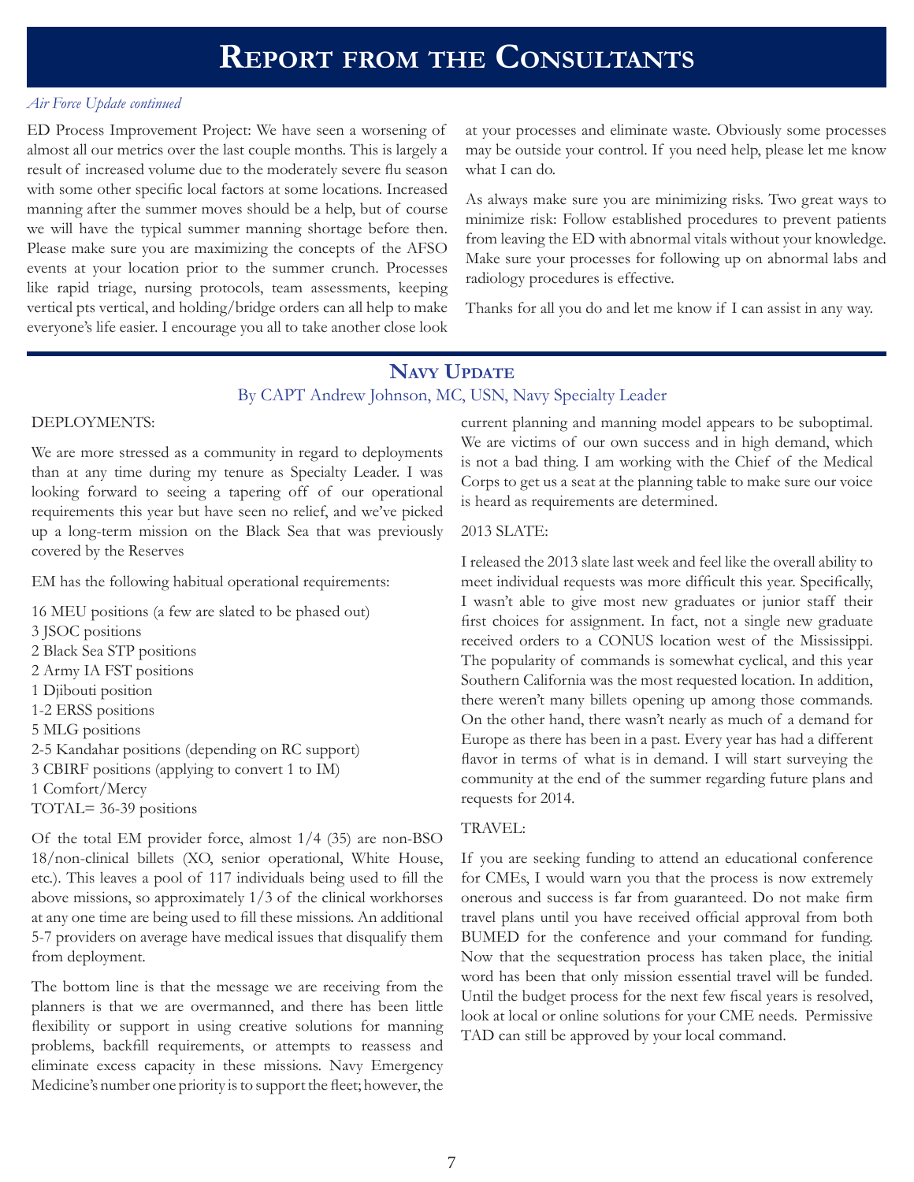# Report from the Consultants

*Air Force Update continued*

ED Process Improvement Project: We have seen a worsening of almost all our metrics over the last couple months. This is largely a result of increased volume due to the moderately severe flu season with some other specific local factors at some locations. Increased manning after the summer moves should be a help, but of course we will have the typical summer manning shortage before then. Please make sure you are maximizing the concepts of the AFSO events at your location prior to the summer crunch. Processes like rapid triage, nursing protocols, team assessments, keeping vertical pts vertical, and holding/bridge orders can all help to make everyone's life easier. I encourage you all to take another close look at your processes and eliminate waste. Obviously some processes may be outside your control. If you need help, please let me know what I can do.

As always make sure you are minimizing risks. Two great ways to minimize risk: Follow established procedures to prevent patients from leaving the ED with abnormal vitals without your knowledge. Make sure your processes for following up on abnormal labs and radiology procedures is effective.

Thanks for all you do and let me know if I can assist in any way.

## Navy Update

By CAPT Andrew Johnson, MC, USN, Navy Specialty Leader

DEPLOYMENTS:

We are more stressed as a community in regard to deployments than at any time during my tenure as Specialty Leader. I was looking forward to seeing a tapering off of our operational requirements this year but have seen no relief, and we've picked up a long-term mission on the Black Sea that was previously covered by the Reserves

EM has the following habitual operational requirements:

16 MEU positions (a few are slated to be phased out)  
3 JSOC positions  
2 Black Sea STP positions  
2 Army IA FST positions  
1 Djibouti position  
1-2 ERSS positions  
5 MLG positions  
2-5 Kandahar positions (depending on RC support)  
3 CBIRF positions (applying to convert 1 to IM)  
1 Comfort/Mercy  
TOTAL= 36-39 positions

Of the total EM provider force, almost 1/4 (35) are non-BSO 18/non-clinical billets (XO, senior operational, White House, etc.). This leaves a pool of 117 individuals being used to fill the above missions, so approximately 1/3 of the clinical workhorses at any one time are being used to fill these missions. An additional 5-7 providers on average have medical issues that disqualify them from deployment.

The bottom line is that the message we are receiving from the planners is that we are overmanned, and there has been little flexibility or support in using creative solutions for manning problems, backfill requirements, or attempts to reassess and eliminate excess capacity in these missions. Navy Emergency Medicine's number one priority is to support the fleet; however, the current planning and manning model appears to be suboptimal. We are victims of our own success and in high demand, which is not a bad thing. I am working with the Chief of the Medical Corps to get us a seat at the planning table to make sure our voice is heard as requirements are determined.

2013 SLATE:

I released the 2013 slate last week and feel like the overall ability to meet individual requests was more difficult this year. Specifically, I wasn't able to give most new graduates or junior staff their first choices for assignment. In fact, not a single new graduate received orders to a CONUS location west of the Mississippi. The popularity of commands is somewhat cyclical, and this year Southern California was the most requested location. In addition, there weren't many billets opening up among those commands. On the other hand, there wasn't nearly as much of a demand for Europe as there has been in a past. Every year has had a different flavor in terms of what is in demand. I will start surveying the community at the end of the summer regarding future plans and requests for 2014.

TRAVEL:

If you are seeking funding to attend an educational conference for CMEs, I would warn you that the process is now extremely onerous and success is far from guaranteed. Do not make firm travel plans until you have received official approval from both BUMED for the conference and your command for funding. Now that the sequestration process has taken place, the initial word has been that only mission essential travel will be funded. Until the budget process for the next few fiscal years is resolved, look at local or online solutions for your CME needs. Permissive TAD can still be approved by your local command.